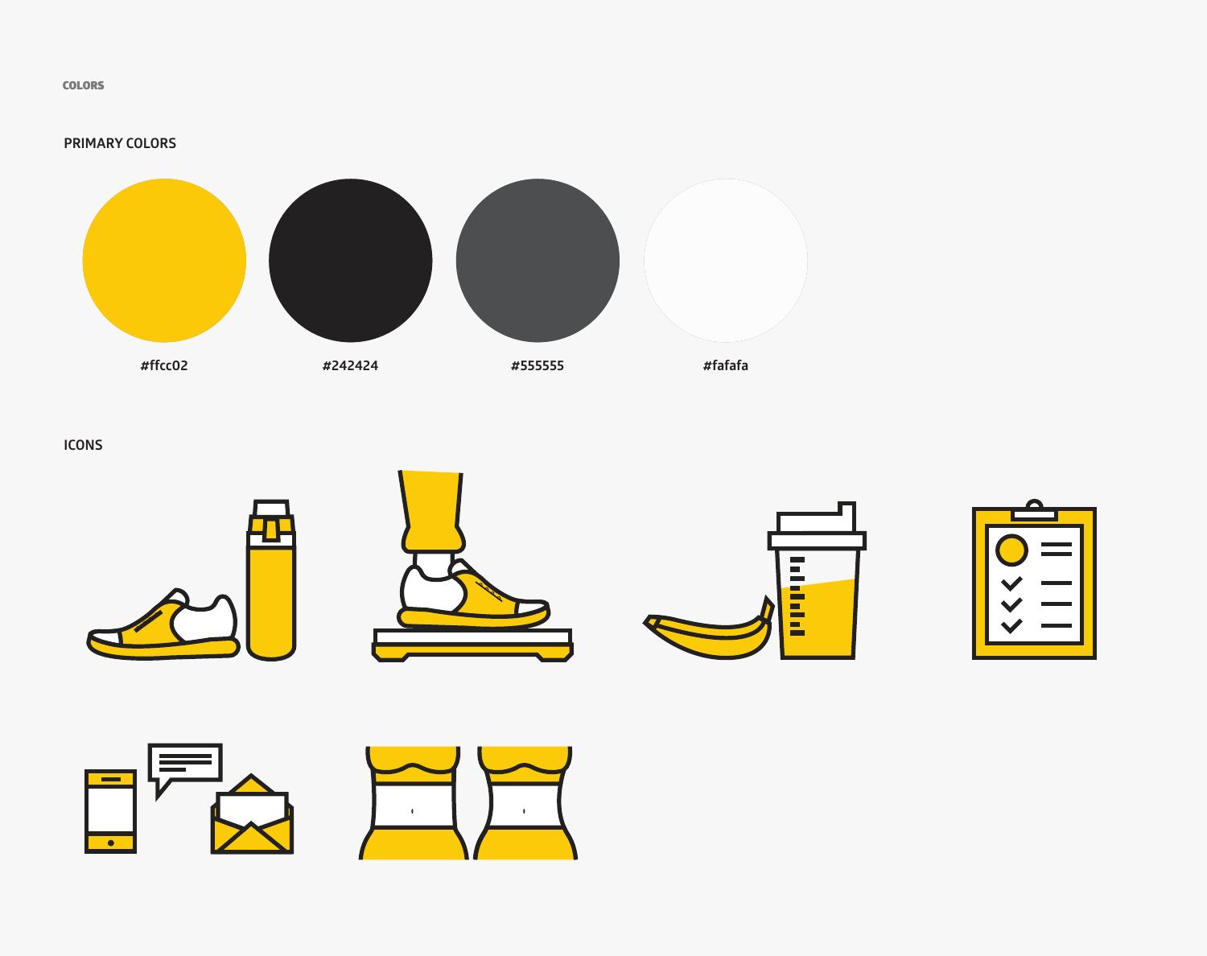COLORS

## PRIMARY COLORS

#ffcc02

#242424

#555555

#fafafa

## ICONS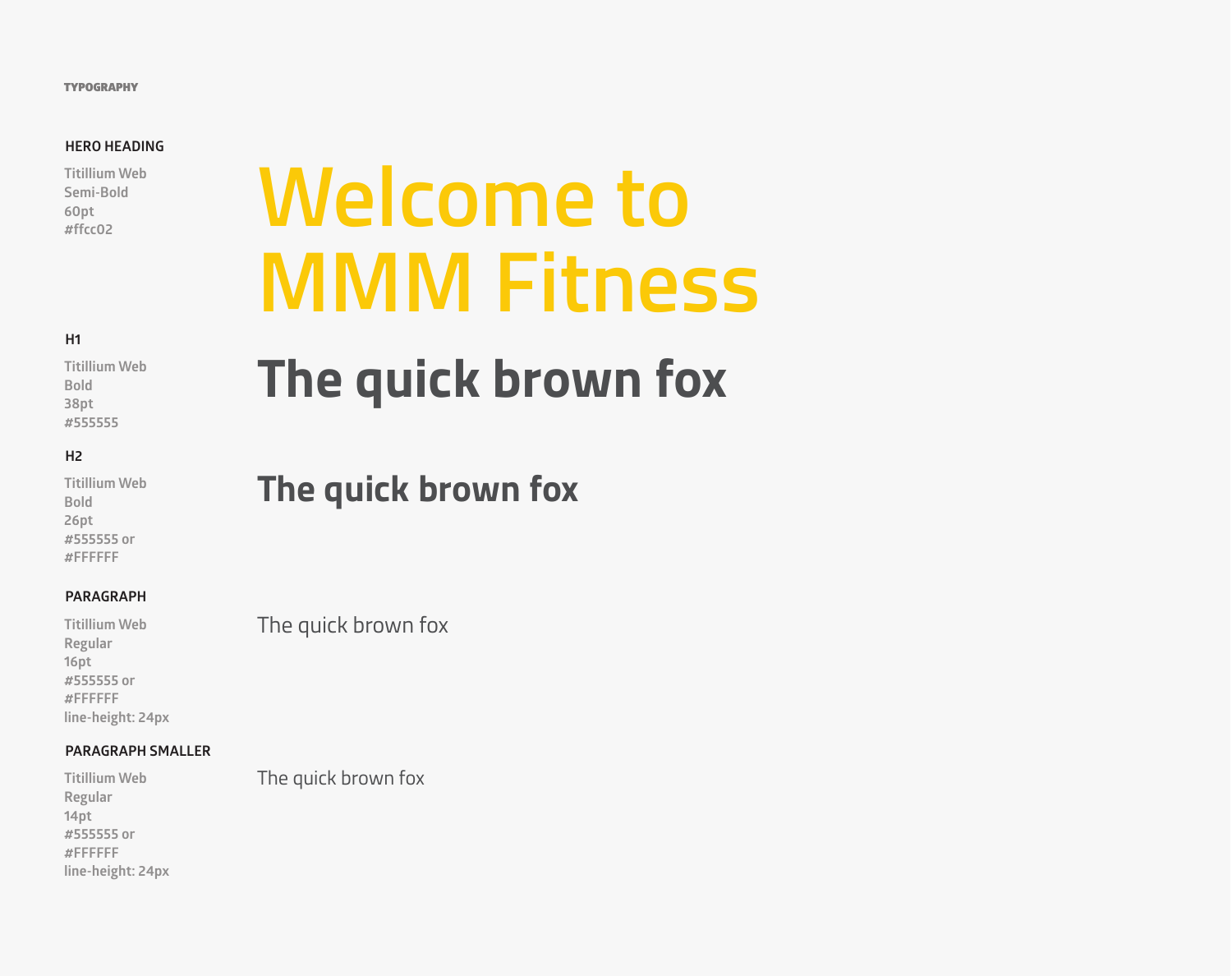TYPOGRAPHY

**HERO HEADING**

Titillium Web
Semi-Bold
60pt
#ffcc02

# Welcome to MMM Fitness

**H1**

Titillium Web
Bold
38pt
#555555

# The quick brown fox

**H2**

Titillium Web
Bold
26pt
#555555 or
#FFFFFF

## The quick brown fox

**PARAGRAPH**

Titillium Web
Regular
16pt
#555555 or
#FFFFFF
line-height: 24px

The quick brown fox

**PARAGRAPH SMALLER**

Titillium Web
Regular
14pt
#555555 or
#FFFFFF
line-height: 24px

The quick brown fox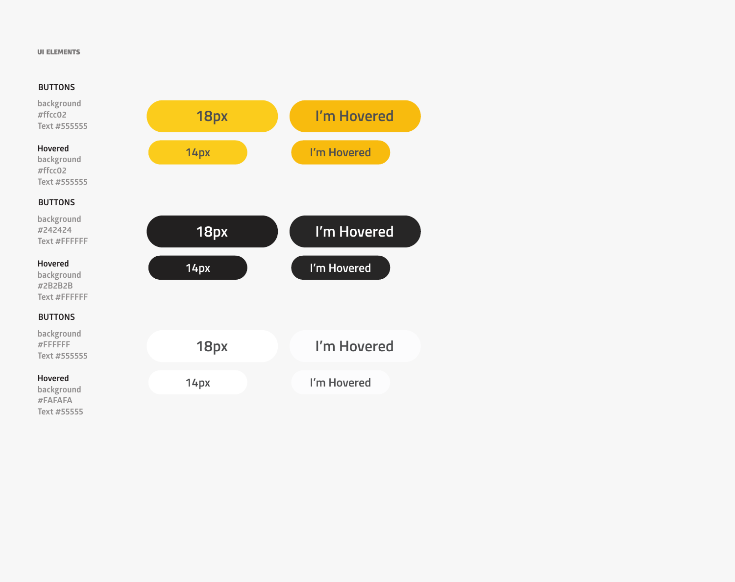UI ELEMENTS

**BUTTONS**

background
#ffcc02
Text #555555

**Hovered**
background
#ffcc02
Text #555555

18px

I'm Hovered

14px

I'm Hovered

**BUTTONS**

background
#242424
Text #FFFFFF

**Hovered**
background
#2B2B2B
Text #FFFFFF

18px

I'm Hovered

14px

I'm Hovered

**BUTTONS**

background
#FFFFFF
Text #555555

**Hovered**
background
#FAFAFA
Text #55555

18px

I'm Hovered

14px

I'm Hovered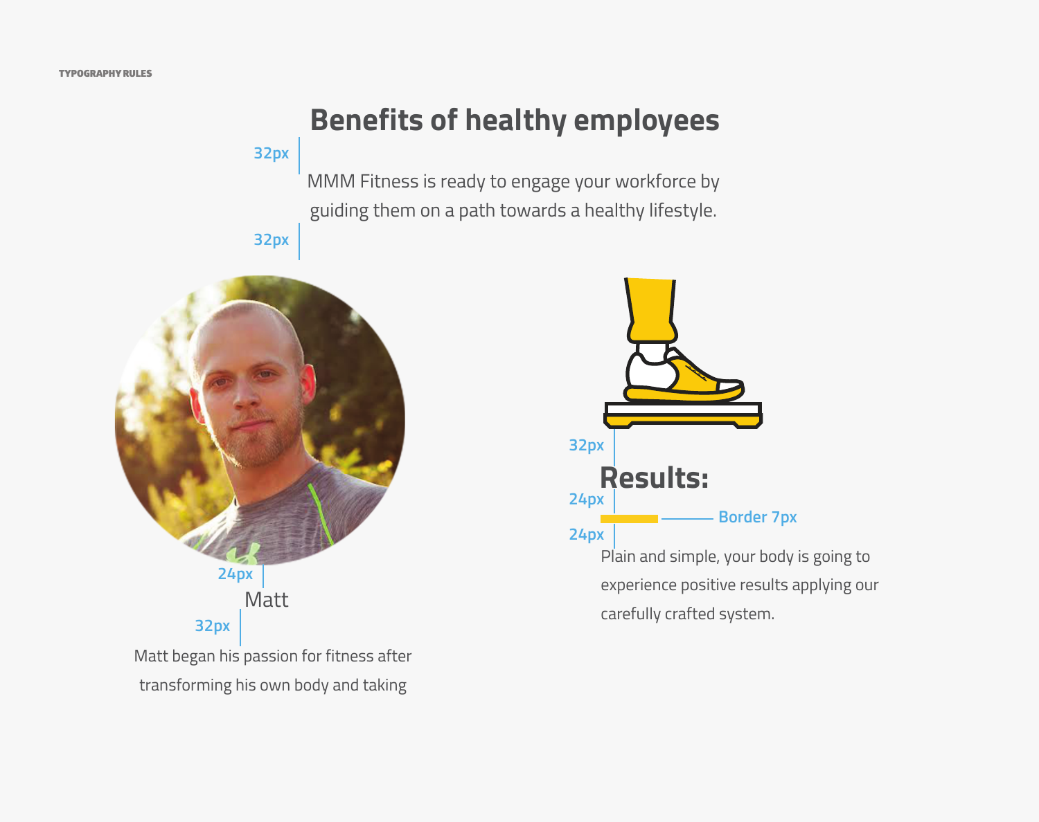TYPOGRAPHY RULES

# Benefits of healthy employees

32px

MMM Fitness is ready to engage your workforce by guiding them on a path towards a healthy lifestyle.

32px

24px

Matt

32px

Matt began his passion for fitness after transforming his own body and taking

32px

## Results:

24px

Border 7px

24px

Plain and simple, your body is going to experience positive results applying our carefully crafted system.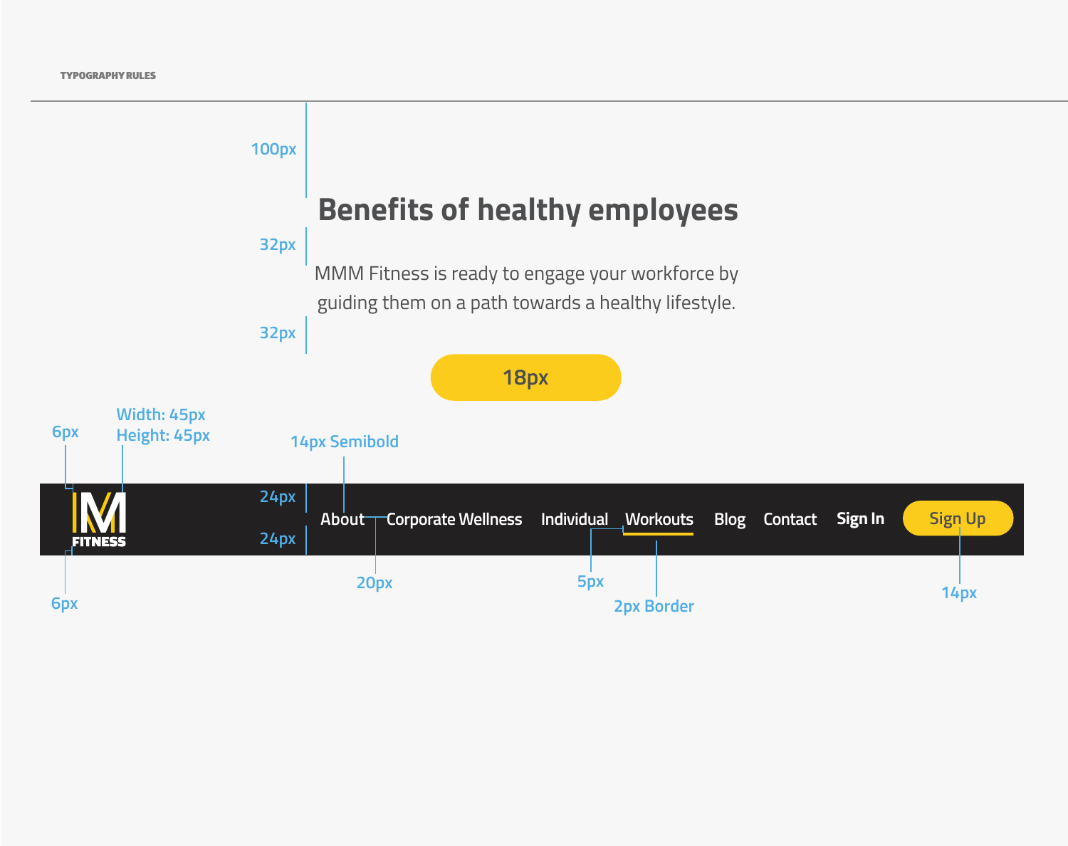TYPOGRAPHY RULES

100px

## Benefits of healthy employees

32px

MMM Fitness is ready to engage your workforce by guiding them on a path towards a healthy lifestyle.

32px

18px

6px

Width: 45px
Height: 45px

14px Semibold

24px

MM FITNESS

About Corporate Wellness Individual Workouts Blog Contact **Sign In** Sign Up

24px

6px

20px

5px

2px Border

14px